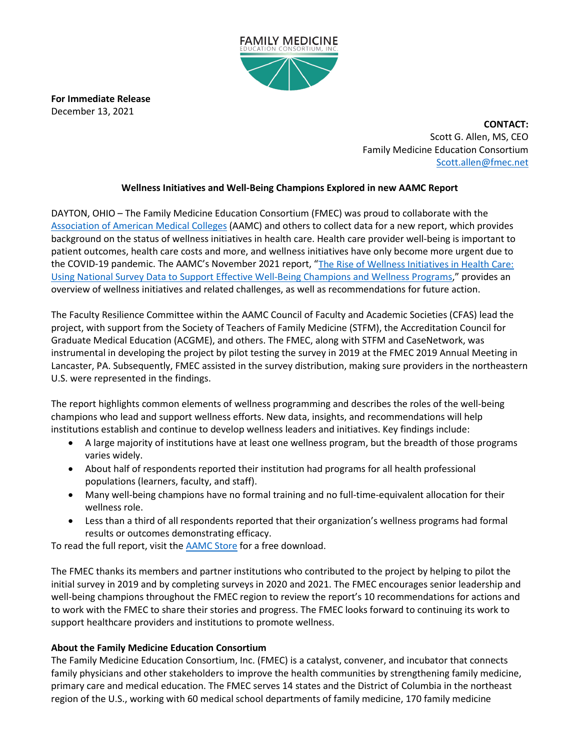FAMILY MEDICINE
EDUCATION CONSORTIUM, INC.

**For Immediate Release**
December 13, 2021

**CONTACT:**
Scott G. Allen, MS, CEO
Family Medicine Education Consortium
Scott.allen@fmec.net

**Wellness Initiatives and Well-Being Champions Explored in new AAMC Report**

DAYTON, OHIO – The Family Medicine Education Consortium (FMEC) was proud to collaborate with the Association of American Medical Colleges (AAMC) and others to collect data for a new report, which provides background on the status of wellness initiatives in health care. Health care provider well-being is important to patient outcomes, health care costs and more, and wellness initiatives have only become more urgent due to the COVID-19 pandemic. The AAMC's November 2021 report, "The Rise of Wellness Initiatives in Health Care: Using National Survey Data to Support Effective Well-Being Champions and Wellness Programs," provides an overview of wellness initiatives and related challenges, as well as recommendations for future action.

The Faculty Resilience Committee within the AAMC Council of Faculty and Academic Societies (CFAS) lead the project, with support from the Society of Teachers of Family Medicine (STFM), the Accreditation Council for Graduate Medical Education (ACGME), and others. The FMEC, along with STFM and CaseNetwork, was instrumental in developing the project by pilot testing the survey in 2019 at the FMEC 2019 Annual Meeting in Lancaster, PA. Subsequently, FMEC assisted in the survey distribution, making sure providers in the northeastern U.S. were represented in the findings.

The report highlights common elements of wellness programming and describes the roles of the well-being champions who lead and support wellness efforts. New data, insights, and recommendations will help institutions establish and continue to develop wellness leaders and initiatives. Key findings include:

- A large majority of institutions have at least one wellness program, but the breadth of those programs varies widely.
- About half of respondents reported their institution had programs for all health professional populations (learners, faculty, and staff).
- Many well-being champions have no formal training and no full-time-equivalent allocation for their wellness role.
- Less than a third of all respondents reported that their organization's wellness programs had formal results or outcomes demonstrating efficacy.

To read the full report, visit the AAMC Store for a free download.

The FMEC thanks its members and partner institutions who contributed to the project by helping to pilot the initial survey in 2019 and by completing surveys in 2020 and 2021. The FMEC encourages senior leadership and well-being champions throughout the FMEC region to review the report's 10 recommendations for actions and to work with the FMEC to share their stories and progress. The FMEC looks forward to continuing its work to support healthcare providers and institutions to promote wellness.

**About the Family Medicine Education Consortium**
The Family Medicine Education Consortium, Inc. (FMEC) is a catalyst, convener, and incubator that connects family physicians and other stakeholders to improve the health communities by strengthening family medicine, primary care and medical education. The FMEC serves 14 states and the District of Columbia in the northeast region of the U.S., working with 60 medical school departments of family medicine, 170 family medicine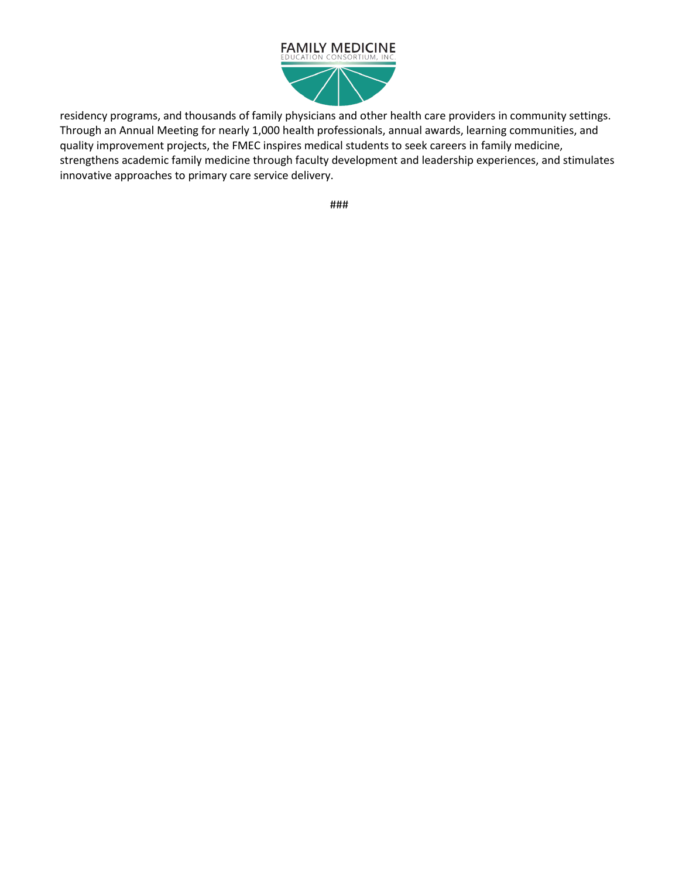residency programs, and thousands of family physicians and other health care providers in community settings. Through an Annual Meeting for nearly 1,000 health professionals, annual awards, learning communities, and quality improvement projects, the FMEC inspires medical students to seek careers in family medicine, strengthens academic family medicine through faculty development and leadership experiences, and stimulates innovative approaches to primary care service delivery.

###